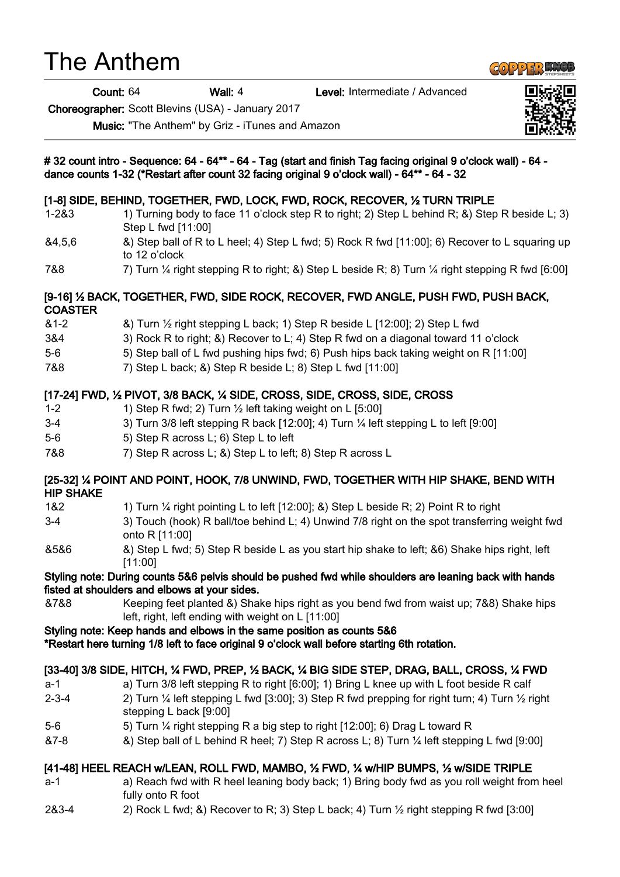# The Anthem

**Count:** 64 **Wall:** 4 **Level:** Intermediate / Advanced

**Choreographer:** Scott Blevins (USA) - January 2017

**Music:** "The Anthem" by Griz - iTunes and Amazon

**# 32 count intro - Sequence: 64 - 64** - 64 - Tag (start and finish Tag facing original 9 o'clock wall) - 64 - dance counts 1-32 (*Restart after count 32 facing original 9 o'clock wall) - 64** - 64 - 32**

### [1-8] SIDE, BEHIND, TOGETHER, FWD, LOCK, FWD, ROCK, RECOVER, ½ TURN TRIPLE

| | |
|---|---|
| 1-2&3 | 1) Turning body to face 11 o'clock step R to right; 2) Step L behind R; &) Step R beside L; 3) Step L fwd [11:00] |
| &4,5,6 | &) Step ball of R to L heel; 4) Step L fwd; 5) Rock R fwd [11:00]; 6) Recover to L squaring up to 12 o'clock |
| 7&8 | 7) Turn ¼ right stepping R to right; &) Step L beside R; 8) Turn ¼ right stepping R fwd [6:00] |

### [9-16] ½ BACK, TOGETHER, FWD, SIDE ROCK, RECOVER, FWD ANGLE, PUSH FWD, PUSH BACK, COASTER

| | |
|---|---|
| &1-2 | &) Turn ½ right stepping L back; 1) Step R beside L [12:00]; 2) Step L fwd |
| 3&4 | 3) Rock R to right; &) Recover to L; 4) Step R fwd on a diagonal toward 11 o'clock |
| 5-6 | 5) Step ball of L fwd pushing hips fwd; 6) Push hips back taking weight on R [11:00] |
| 7&8 | 7) Step L back; &) Step R beside L; 8) Step L fwd [11:00] |

### [17-24] FWD, ½ PIVOT, 3/8 BACK, ¼ SIDE, CROSS, SIDE, CROSS, SIDE, CROSS

| | |
|---|---|
| 1-2 | 1) Step R fwd; 2) Turn ½ left taking weight on L [5:00] |
| 3-4 | 3) Turn 3/8 left stepping R back [12:00]; 4) Turn ¼ left stepping L to left [9:00] |
| 5-6 | 5) Step R across L; 6) Step L to left |
| 7&8 | 7) Step R across L; &) Step L to left; 8) Step R across L |

### [25-32] ¼ POINT AND POINT, HOOK, 7/8 UNWIND, FWD, TOGETHER WITH HIP SHAKE, BEND WITH HIP SHAKE

| | |
|---|---|
| 1&2 | 1) Turn ¼ right pointing L to left [12:00]; &) Step L beside R; 2) Point R to right |
| 3-4 | 3) Touch (hook) R ball/toe behind L; 4) Unwind 7/8 right on the spot transferring weight fwd onto R [11:00] |
| &5&6 | &) Step L fwd; 5) Step R beside L as you start hip shake to left; &6) Shake hips right, left [11:00] |

**Styling note: During counts 5&6 pelvis should be pushed fwd while shoulders are leaning back with hands fisted at shoulders and elbows at your sides.**

| | |
|---|---|
| &7&8 | Keeping feet planted &) Shake hips right as you bend fwd from waist up; 7&8) Shake hips left, right, left ending with weight on L [11:00] |

**Styling note: Keep hands and elbows in the same position as counts 5&6**

***Restart here turning 1/8 left to face original 9 o'clock wall before starting 6th rotation.**

### [33-40] 3/8 SIDE, HITCH, ¼ FWD, PREP, ½ BACK, ¼ BIG SIDE STEP, DRAG, BALL, CROSS, ¼ FWD

| | |
|---|---|
| a-1 | a) Turn 3/8 left stepping R to right [6:00]; 1) Bring L knee up with L foot beside R calf |
| 2-3-4 | 2) Turn ¼ left stepping L fwd [3:00]; 3) Step R fwd prepping for right turn; 4) Turn ½ right stepping L back [9:00] |
| 5-6 | 5) Turn ¼ right stepping R a big step to right [12:00]; 6) Drag L toward R |
| &7-8 | &) Step ball of L behind R heel; 7) Step R across L; 8) Turn ¼ left stepping L fwd [9:00] |

### [41-48] HEEL REACH w/LEAN, ROLL FWD, MAMBO, ½ FWD, ¼ w/HIP BUMPS, ½ w/SIDE TRIPLE

| | |
|---|---|
| a-1 | a) Reach fwd with R heel leaning body back; 1) Bring body fwd as you roll weight from heel fully onto R foot |
| 2&3-4 | 2) Rock L fwd; &) Recover to R; 3) Step L back; 4) Turn ½ right stepping R fwd [3:00] |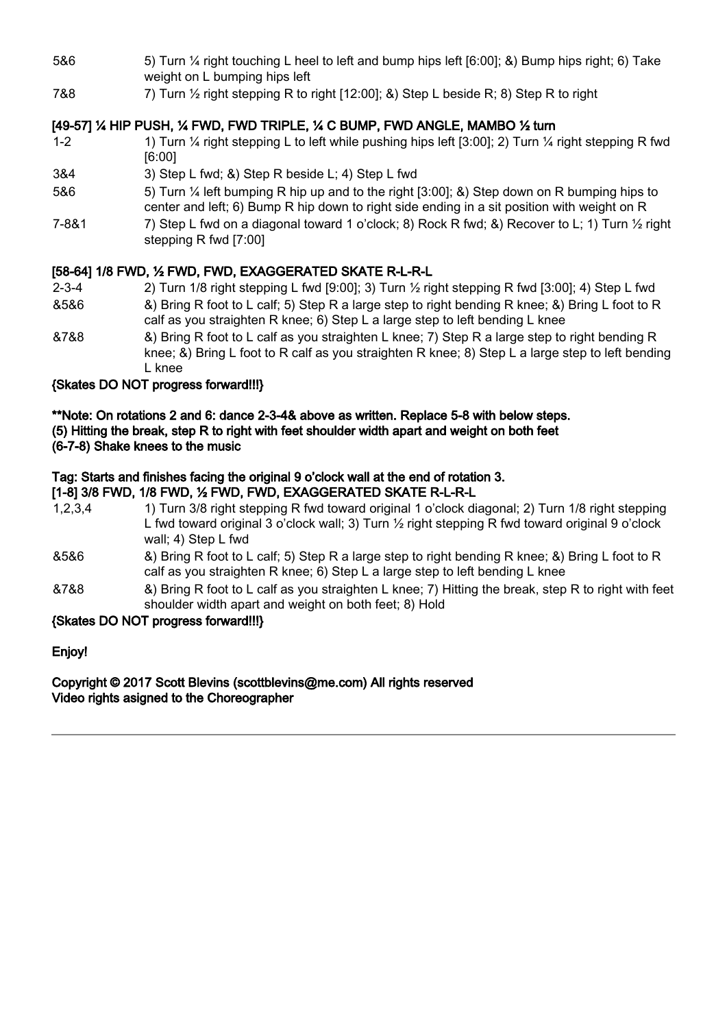5&6 5) Turn ¼ right touching L heel to left and bump hips left [6:00]; &) Bump hips right; 6) Take weight on L bumping hips left

7&8 7) Turn ½ right stepping R to right [12:00]; &) Step L beside R; 8) Step R to right

**[49-57] ¼ HIP PUSH, ¼ FWD, FWD TRIPLE, ¼ C BUMP, FWD ANGLE, MAMBO ½ turn**

1-2 1) Turn ¼ right stepping L to left while pushing hips left [3:00]; 2) Turn ¼ right stepping R fwd [6:00]

3&4 3) Step L fwd; &) Step R beside L; 4) Step L fwd

5&6 5) Turn ¼ left bumping R hip up and to the right [3:00]; &) Step down on R bumping hips to center and left; 6) Bump R hip down to right side ending in a sit position with weight on R

7-8&1 7) Step L fwd on a diagonal toward 1 o'clock; 8) Rock R fwd; &) Recover to L; 1) Turn ½ right stepping R fwd [7:00]

**[58-64] 1/8 FWD, ½ FWD, FWD, EXAGGERATED SKATE R-L-R-L**

2-3-4 2) Turn 1/8 right stepping L fwd [9:00]; 3) Turn ½ right stepping R fwd [3:00]; 4) Step L fwd

&5&6 &) Bring R foot to L calf; 5) Step R a large step to right bending R knee; &) Bring L foot to R calf as you straighten R knee; 6) Step L a large step to left bending L knee

&7&8 &) Bring R foot to L calf as you straighten L knee; 7) Step R a large step to right bending R knee; &) Bring L foot to R calf as you straighten R knee; 8) Step L a large step to left bending L knee

**{Skates DO NOT progress forward!!!}**

**\*\*Note: On rotations 2 and 6: dance 2-3-4& above as written. Replace 5-8 with below steps.**
**(5) Hitting the break, step R to right with feet shoulder width apart and weight on both feet**
**(6-7-8) Shake knees to the music**

**Tag: Starts and finishes facing the original 9 o'clock wall at the end of rotation 3.**
**[1-8] 3/8 FWD, 1/8 FWD, ½ FWD, FWD, EXAGGERATED SKATE R-L-R-L**

1,2,3,4 1) Turn 3/8 right stepping R fwd toward original 1 o'clock diagonal; 2) Turn 1/8 right stepping L fwd toward original 3 o'clock wall; 3) Turn ½ right stepping R fwd toward original 9 o'clock wall; 4) Step L fwd

&5&6 &) Bring R foot to L calf; 5) Step R a large step to right bending R knee; &) Bring L foot to R calf as you straighten R knee; 6) Step L a large step to left bending L knee

&7&8 &) Bring R foot to L calf as you straighten L knee; 7) Hitting the break, step R to right with feet shoulder width apart and weight on both feet; 8) Hold

**{Skates DO NOT progress forward!!!}**

**Enjoy!**

**Copyright © 2017 Scott Blevins (scottblevins@me.com) All rights reserved**
**Video rights asigned to the Choreographer**